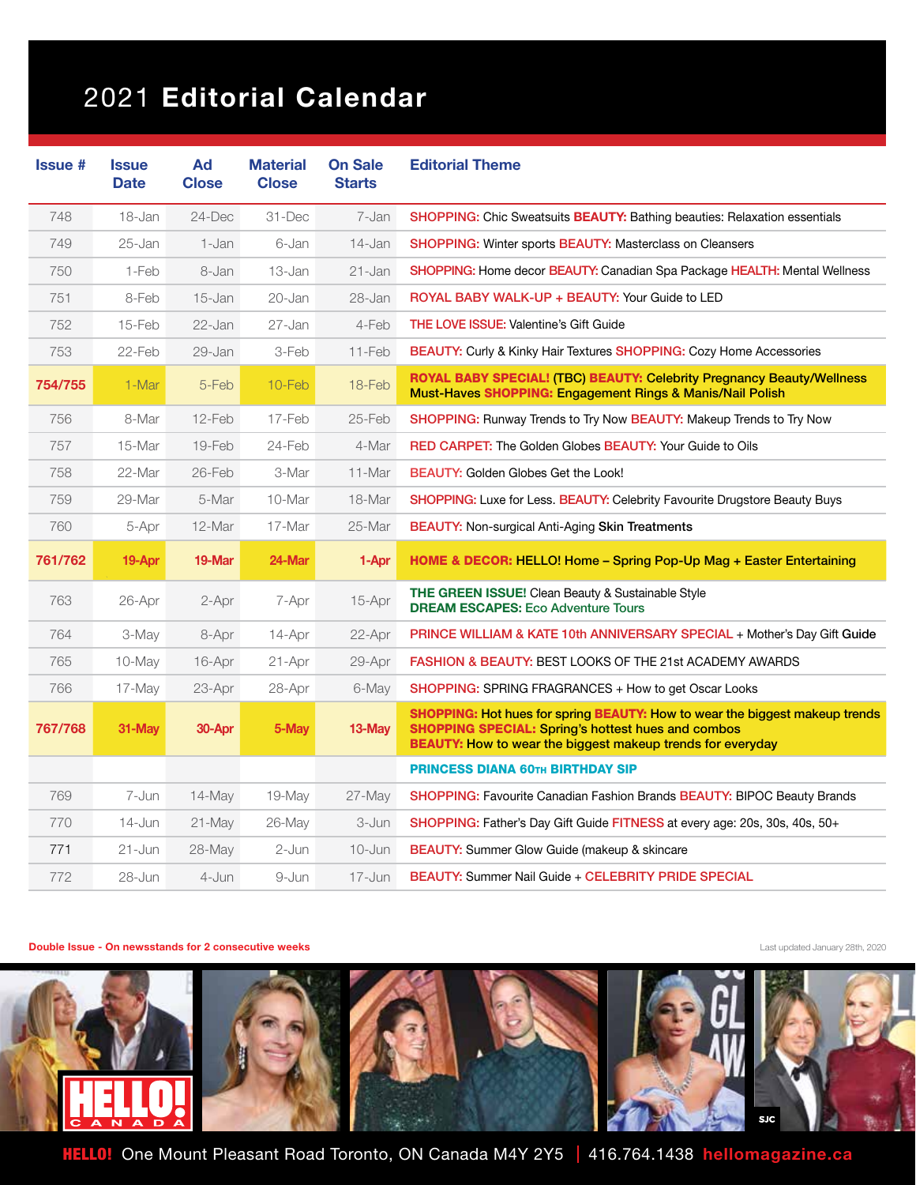# 2021 **Editorial Calendar**

| Issue # | Issue Date | Ad Close | Material Close | On Sale Starts | Editorial Theme |
|---|---|---|---|---|---|
| 748 | 18-Jan | 24-Dec | 31-Dec | 7-Jan | **SHOPPING:** Chic Sweatsuits **BEAUTY:** Bathing beauties: Relaxation essentials |
| 749 | 25-Jan | 1-Jan | 6-Jan | 14-Jan | **SHOPPING:** Winter sports **BEAUTY:** Masterclass on Cleansers |
| 750 | 1-Feb | 8-Jan | 13-Jan | 21-Jan | **SHOPPING:** Home decor **BEAUTY:** Canadian Spa Package **HEALTH:** Mental Wellness |
| 751 | 8-Feb | 15-Jan | 20-Jan | 28-Jan | **ROYAL BABY WALK-UP + BEAUTY:** Your Guide to LED |
| 752 | 15-Feb | 22-Jan | 27-Jan | 4-Feb | **THE LOVE ISSUE:** Valentine's Gift Guide |
| 753 | 22-Feb | 29-Jan | 3-Feb | 11-Feb | **BEAUTY:** Curly & Kinky Hair Textures **SHOPPING:** Cozy Home Accessories |
| **754/755** | 1-Mar | 5-Feb | 10-Feb | 18-Feb | **ROYAL BABY SPECIAL!** (TBC) **BEAUTY:** Celebrity Pregnancy Beauty/Wellness Must-Haves **SHOPPING:** Engagement Rings & Manis/Nail Polish |
| 756 | 8-Mar | 12-Feb | 17-Feb | 25-Feb | **SHOPPING:** Runway Trends to Try Now **BEAUTY:** Makeup Trends to Try Now |
| 757 | 15-Mar | 19-Feb | 24-Feb | 4-Mar | **RED CARPET:** The Golden Globes **BEAUTY:** Your Guide to Oils |
| 758 | 22-Mar | 26-Feb | 3-Mar | 11-Mar | **BEAUTY:** Golden Globes Get the Look! |
| 759 | 29-Mar | 5-Mar | 10-Mar | 18-Mar | **SHOPPING:** Luxe for Less. **BEAUTY:** Celebrity Favourite Drugstore Beauty Buys |
| 760 | 5-Apr | 12-Mar | 17-Mar | 25-Mar | **BEAUTY:** Non-surgical Anti-Aging Skin Treatments |
| **761/762** | **19-Apr** | **19-Mar** | **24-Mar** | **1-Apr** | **HOME & DECOR:** HELLO! Home – Spring Pop-Up Mag + Easter Entertaining |
| 763 | 26-Apr | 2-Apr | 7-Apr | 15-Apr | **THE GREEN ISSUE!** Clean Beauty & Sustainable Style **DREAM ESCAPES:** Eco Adventure Tours |
| 764 | 3-May | 8-Apr | 14-Apr | 22-Apr | **PRINCE WILLIAM & KATE 10th ANNIVERSARY SPECIAL** + Mother's Day Gift Guide |
| 765 | 10-May | 16-Apr | 21-Apr | 29-Apr | **FASHION & BEAUTY:** BEST LOOKS OF THE 21st ACADEMY AWARDS |
| 766 | 17-May | 23-Apr | 28-Apr | 6-May | **SHOPPING:** SPRING FRAGRANCES + How to get Oscar Looks |
| **767/768** | **31-May** | **30-Apr** | **5-May** | **13-May** | **SHOPPING:** Hot hues for spring **BEAUTY:** How to wear the biggest makeup trends **SHOPPING SPECIAL:** Spring's hottest hues and combos **BEAUTY:** How to wear the biggest makeup trends for everyday |
| | | | | | **PRINCESS DIANA 60TH BIRTHDAY SIP** |
| 769 | 7-Jun | 14-May | 19-May | 27-May | **SHOPPING:** Favourite Canadian Fashion Brands **BEAUTY:** BIPOC Beauty Brands |
| 770 | 14-Jun | 21-May | 26-May | 3-Jun | **SHOPPING:** Father's Day Gift Guide **FITNESS** at every age: 20s, 30s, 40s, 50+ |
| 771 | 21-Jun | 28-May | 2-Jun | 10-Jun | **BEAUTY:** Summer Glow Guide (makeup & skincare |
| 772 | 28-Jun | 4-Jun | 9-Jun | 17-Jun | **BEAUTY:** Summer Nail Guide + **CELEBRITY PRIDE SPECIAL** |

**Double Issue - On newsstands for 2 consecutive weeks**

Last updated January 28th, 2020

**HELLO!** One Mount Pleasant Road Toronto, ON Canada M4Y 2Y5 | 416.764.1438 **hellomagazine.ca**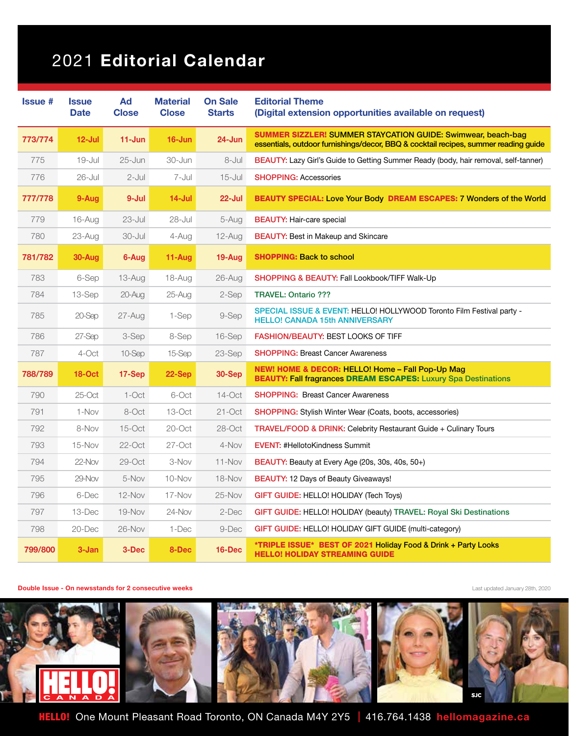# 2021 **Editorial Calendar**

| Issue # | Issue Date | Ad Close | Material Close | On Sale Starts | Editorial Theme (Digital extension opportunities available on request) |
|---|---|---|---|---|---|
| **773/774** | **12-Jul** | **11-Jun** | **16-Jun** | **24-Jun** | **SUMMER SIZZLER! SUMMER STAYCATION GUIDE:** Swimwear, beach-bag essentials, outdoor furnishings/decor, BBQ & cocktail recipes, summer reading guide |
| 775 | 19-Jul | 25-Jun | 30-Jun | 8-Jul | **BEAUTY:** Lazy Girl's Guide to Getting Summer Ready (body, hair removal, self-tanner) |
| 776 | 26-Jul | 2-Jul | 7-Jul | 15-Jul | **SHOPPING:** Accessories |
| **777/778** | **9-Aug** | **9-Jul** | **14-Jul** | **22-Jul** | **BEAUTY SPECIAL:** Love Your Body **DREAM ESCAPES:** 7 Wonders of the World |
| 779 | 16-Aug | 23-Jul | 28-Jul | 5-Aug | **BEAUTY:** Hair-care special |
| 780 | 23-Aug | 30-Jul | 4-Aug | 12-Aug | **BEAUTY:** Best in Makeup and Skincare |
| **781/782** | **30-Aug** | **6-Aug** | **11-Aug** | **19-Aug** | **SHOPPING:** Back to school |
| 783 | 6-Sep | 13-Aug | 18-Aug | 26-Aug | **SHOPPING & BEAUTY:** Fall Lookbook/TIFF Walk-Up |
| 784 | 13-Sep | 20-Aug | 25-Aug | 2-Sep | **TRAVEL:** Ontario ??? |
| 785 | 20-Sep | 27-Aug | 1-Sep | 9-Sep | **SPECIAL ISSUE & EVENT:** HELLO! HOLLYWOOD Toronto Film Festival party - **HELLO! CANADA 15th ANNIVERSARY** |
| 786 | 27-Sep | 3-Sep | 8-Sep | 16-Sep | **FASHION/BEAUTY:** BEST LOOKS OF TIFF |
| 787 | 4-Oct | 10-Sep | 15-Sep | 23-Sep | **SHOPPING:** Breast Cancer Awareness |
| **788/789** | **18-Oct** | **17-Sep** | **22-Sep** | **30-Sep** | **NEW! HOME & DECOR:** HELLO! Home – Fall Pop-Up Mag **BEAUTY:** Fall fragrances **DREAM ESCAPES:** Luxury Spa Destinations |
| 790 | 25-Oct | 1-Oct | 6-Oct | 14-Oct | **SHOPPING:** Breast Cancer Awareness |
| 791 | 1-Nov | 8-Oct | 13-Oct | 21-Oct | **SHOPPING:** Stylish Winter Wear (Coats, boots, accessories) |
| 792 | 8-Nov | 15-Oct | 20-Oct | 28-Oct | **TRAVEL/FOOD & DRINK:** Celebrity Restaurant Guide + Culinary Tours |
| 793 | 15-Nov | 22-Oct | 27-Oct | 4-Nov | **EVENT:** #HellotoKindness Summit |
| 794 | 22-Nov | 29-Oct | 3-Nov | 11-Nov | **BEAUTY:** Beauty at Every Age (20s, 30s, 40s, 50+) |
| 795 | 29-Nov | 5-Nov | 10-Nov | 18-Nov | **BEAUTY:** 12 Days of Beauty Giveaways! |
| 796 | 6-Dec | 12-Nov | 17-Nov | 25-Nov | **GIFT GUIDE:** HELLO! HOLIDAY (Tech Toys) |
| 797 | 13-Dec | 19-Nov | 24-Nov | 2-Dec | **GIFT GUIDE:** HELLO! HOLIDAY (beauty) **TRAVEL:** Royal Ski Destinations |
| 798 | 20-Dec | 26-Nov | 1-Dec | 9-Dec | **GIFT GUIDE:** HELLO! HOLIDAY GIFT GUIDE (multi-category) |
| **799/800** | **3-Jan** | **3-Dec** | **8-Dec** | **16-Dec** | ***TRIPLE ISSUE* BEST OF 2021** Holiday Food & Drink + Party Looks **HELLO! HOLIDAY STREAMING GUIDE** |

**Double Issue - On newsstands for 2 consecutive weeks**

Last updated January 28th, 2020

HELLO! CANADA

SJC

**HELLO!** One Mount Pleasant Road Toronto, ON Canada M4Y 2Y5 | 416.764.1438 **hellomagazine.ca**